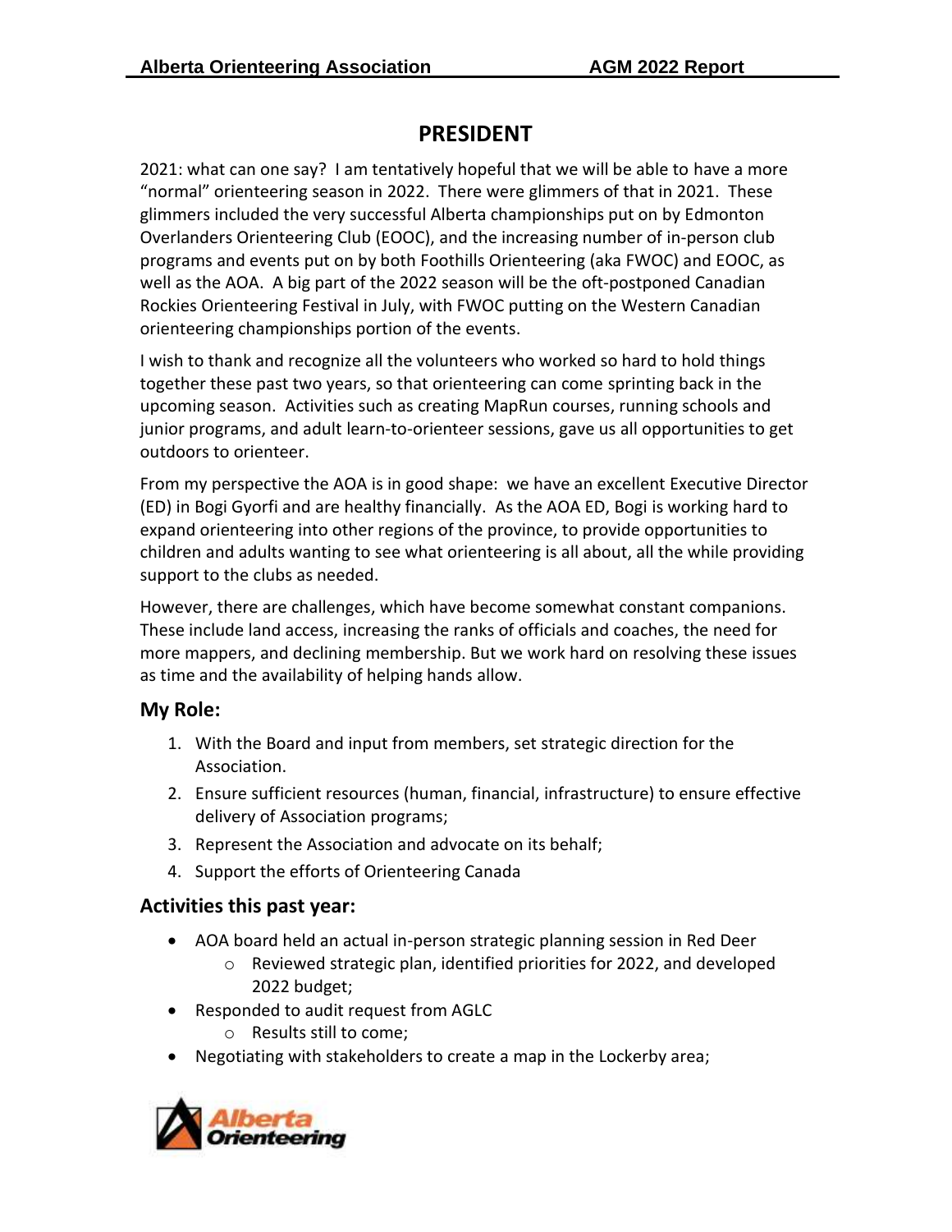# PRESIDENT

2021: what can one say? I am tentatively hopeful that we will be able to have a more "normal" orienteering season in 2022. There were glimmers of that in 2021. These glimmers included the very successful Alberta championships put on by Edmonton Overlanders Orienteering Club (EOOC), and the increasing number of in-person club programs and events put on by both Foothills Orienteering (aka FWOC) and EOOC, as well as the AOA. A big part of the 2022 season will be the oft-postponed Canadian Rockies Orienteering Festival in July, with FWOC putting on the Western Canadian orienteering championships portion of the events.

I wish to thank and recognize all the volunteers who worked so hard to hold things together these past two years, so that orienteering can come sprinting back in the upcoming season. Activities such as creating MapRun courses, running schools and junior programs, and adult learn-to-orienteer sessions, gave us all opportunities to get outdoors to orienteer.

From my perspective the AOA is in good shape: we have an excellent Executive Director (ED) in Bogi Gyorfi and are healthy financially. As the AOA ED, Bogi is working hard to expand orienteering into other regions of the province, to provide opportunities to children and adults wanting to see what orienteering is all about, all the while providing support to the clubs as needed.

However, there are challenges, which have become somewhat constant companions. These include land access, increasing the ranks of officials and coaches, the need for more mappers, and declining membership. But we work hard on resolving these issues as time and the availability of helping hands allow.

## My Role:

1. With the Board and input from members, set strategic direction for the Association.
2. Ensure sufficient resources (human, financial, infrastructure) to ensure effective delivery of Association programs;
3. Represent the Association and advocate on its behalf;
4. Support the efforts of Orienteering Canada

## Activities this past year:

- AOA board held an actual in-person strategic planning session in Red Deer
  - Reviewed strategic plan, identified priorities for 2022, and developed 2022 budget;
- Responded to audit request from AGLC
  - Results still to come;
- Negotiating with stakeholders to create a map in the Lockerby area;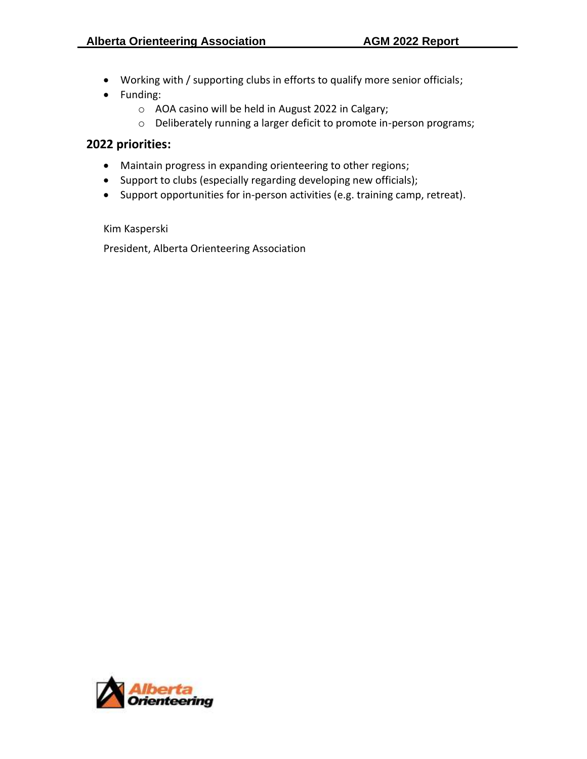- Working with / supporting clubs in efforts to qualify more senior officials;
- Funding:
  - AOA casino will be held in August 2022 in Calgary;
  - Deliberately running a larger deficit to promote in-person programs;

## 2022 priorities:

- Maintain progress in expanding orienteering to other regions;
- Support to clubs (especially regarding developing new officials);
- Support opportunities for in-person activities (e.g. training camp, retreat).

Kim Kasperski

President, Alberta Orienteering Association